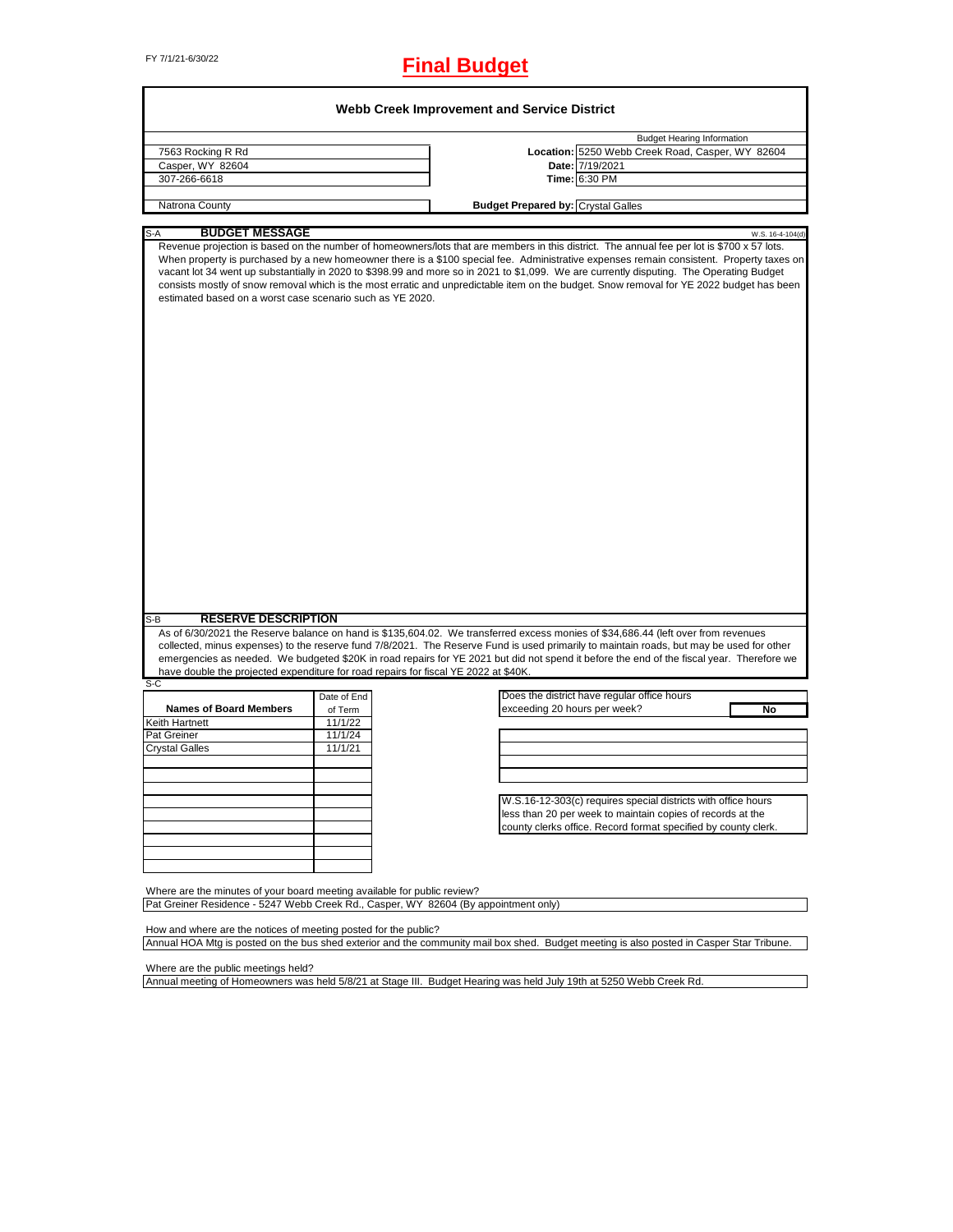FY 7/1/21-6/30/22

# Final Budget

## Webb Creek Improvement and Service District

| | | |
|---|---|---|
| | | Budget Hearing Information |
| 7563 Rocking R Rd | **Location:** | 5250 Webb Creek Road, Casper, WY 82604 |
| Casper, WY 82604 | **Date:** | 7/19/2021 |
| 307-266-6618 | **Time:** | 6:30 PM |
| Natrona County | **Budget Prepared by:** | Crystal Galles |

### S-A BUDGET MESSAGE

W.S. 16-4-104(d)

Revenue projection is based on the number of homeowners/lots that are members in this district. The annual fee per lot is $700 x 57 lots. When property is purchased by a new homeowner there is a $100 special fee. Administrative expenses remain consistent. Property taxes on vacant lot 34 went up substantially in 2020 to $398.99 and more so in 2021 to $1,099. We are currently disputing. The Operating Budget consists mostly of snow removal which is the most erratic and unpredictable item on the budget. Snow removal for YE 2022 budget has been estimated based on a worst case scenario such as YE 2020.

### S-B RESERVE DESCRIPTION

As of 6/30/2021 the Reserve balance on hand is $135,604.02. We transferred excess monies of $34,686.44 (left over from revenues collected, minus expenses) to the reserve fund 7/8/2021. The Reserve Fund is used primarily to maintain roads, but may be used for other emergencies as needed. We budgeted $20K in road repairs for YE 2021 but did not spend it before the end of the fiscal year. Therefore we have double the projected expenditure for road repairs for fiscal YE 2022 at $40K.

### S-C

| Names of Board Members | Date of End of Term |
|---|---|
| Keith Hartnett | 11/1/22 |
| Pat Greiner | 11/1/24 |
| Crystal Galles | 11/1/21 |

Does the district have regular office hours exceeding 20 hours per week? **No**

W.S.16-12-303(c) requires special districts with office hours less than 20 per week to maintain copies of records at the county clerks office. Record format specified by county clerk.

Where are the minutes of your board meeting available for public review?

Pat Greiner Residence - 5247 Webb Creek Rd., Casper, WY 82604 (By appointment only)

How and where are the notices of meeting posted for the public?

Annual HOA Mtg is posted on the bus shed exterior and the community mail box shed. Budget meeting is also posted in Casper Star Tribune.

Where are the public meetings held?

Annual meeting of Homeowners was held 5/8/21 at Stage III. Budget Hearing was held July 19th at 5250 Webb Creek Rd.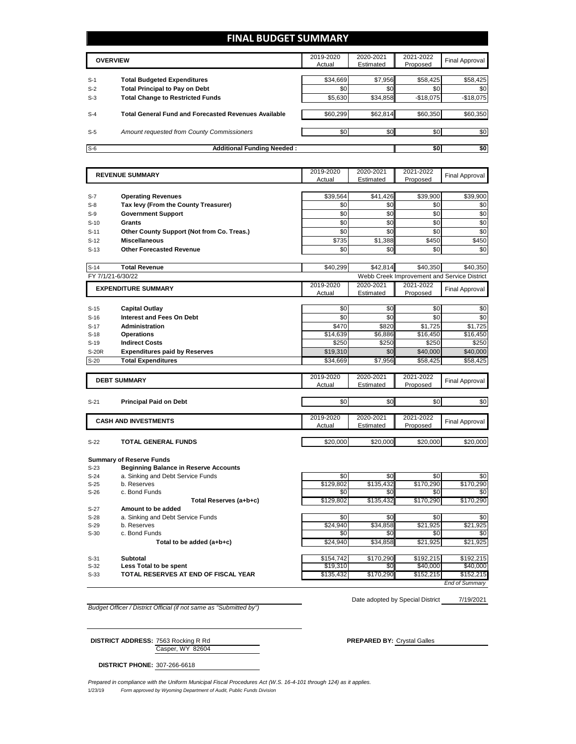# FINAL BUDGET SUMMARY

| | OVERVIEW | 2019-2020 Actual | 2020-2021 Estimated | 2021-2022 Proposed | Final Approval |
|---|---|---|---|---|---|
| S-1 | **Total Budgeted Expenditures** | $34,669 | $7,956 | $58,425 | $58,425 |
| S-2 | **Total Principal to Pay on Debt** | $0 | $0 | $0 | $0 |
| S-3 | **Total Change to Restricted Funds** | $5,630 | $34,858 | -$18,075 | -$18,075 |
| S-4 | **Total General Fund and Forecasted Revenues Available** | $60,299 | $62,814 | $60,350 | $60,350 |
| S-5 | *Amount requested from County Commissioners* | $0 | $0 | $0 | $0 |
| S-6 | **Additional Funding Needed :** | | | **$0** | **$0** |

| | REVENUE SUMMARY | 2019-2020 Actual | 2020-2021 Estimated | 2021-2022 Proposed | Final Approval |
|---|---|---|---|---|---|
| S-7 | **Operating Revenues** | $39,564 | $41,426 | $39,900 | $39,900 |
| S-8 | **Tax levy (From the County Treasurer)** | $0 | $0 | $0 | $0 |
| S-9 | **Government Support** | $0 | $0 | $0 | $0 |
| S-10 | **Grants** | $0 | $0 | $0 | $0 |
| S-11 | **Other County Support (Not from Co. Treas.)** | $0 | $0 | $0 | $0 |
| S-12 | **Miscellaneous** | $735 | $1,388 | $450 | $450 |
| S-13 | **Other Forecasted Revenue** | $0 | $0 | $0 | $0 |
| S-14 | **Total Revenue** | $40,299 | $42,814 | $40,350 | $40,350 |

FY 7/1/21-6/30/22 — Webb Creek Improvement and Service District

| | EXPENDITURE SUMMARY | 2019-2020 Actual | 2020-2021 Estimated | 2021-2022 Proposed | Final Approval |
|---|---|---|---|---|---|
| S-15 | **Capital Outlay** | $0 | $0 | $0 | $0 |
| S-16 | **Interest and Fees On Debt** | $0 | $0 | $0 | $0 |
| S-17 | **Administration** | $470 | $820 | $1,725 | $1,725 |
| S-18 | **Operations** | $14,639 | $6,886 | $16,450 | $16,450 |
| S-19 | **Indirect Costs** | $250 | $250 | $250 | $250 |
| S-20R | **Expenditures paid by Reserves** | $19,310 | $0 | $40,000 | $40,000 |
| S-20 | **Total Expenditures** | $34,669 | $7,956 | $58,425 | $58,425 |

| | DEBT SUMMARY | 2019-2020 Actual | 2020-2021 Estimated | 2021-2022 Proposed | Final Approval |
|---|---|---|---|---|---|
| S-21 | **Principal Paid on Debt** | $0 | $0 | $0 | $0 |

| | CASH AND INVESTMENTS | 2019-2020 Actual | 2020-2021 Estimated | 2021-2022 Proposed | Final Approval |
|---|---|---|---|---|---|
| S-22 | **TOTAL GENERAL FUNDS** | $20,000 | $20,000 | $20,000 | $20,000 |
| | **Summary of Reserve Funds** | | | | |
| S-23 | **Beginning Balance in Reserve Accounts** | | | | |
| S-24 | a. Sinking and Debt Service Funds | $0 | $0 | $0 | $0 |
| S-25 | b. Reserves | $129,802 | $135,432 | $170,290 | $170,290 |
| S-26 | c. Bond Funds | $0 | $0 | $0 | $0 |
| | **Total Reserves (a+b+c)** | $129,802 | $135,432 | $170,290 | $170,290 |
| S-27 | **Amount to be added** | | | | |
| S-28 | a. Sinking and Debt Service Funds | $0 | $0 | $0 | $0 |
| S-29 | b. Reserves | $24,940 | $34,858 | $21,925 | $21,925 |
| S-30 | c. Bond Funds | $0 | $0 | $0 | $0 |
| | **Total to be added (a+b+c)** | $24,940 | $34,858 | $21,925 | $21,925 |
| S-31 | **Subtotal** | $154,742 | $170,290 | $192,215 | $192,215 |
| S-32 | **Less Total to be spent** | $19,310 | $0 | $40,000 | $40,000 |
| S-33 | **TOTAL RESERVES AT END OF FISCAL YEAR** | $135,432 | $170,290 | $152,215 | $152,215 |

*End of Summary*

Date adopted by Special District 7/19/2021

*Budget Officer / District Official (if not same as "Submitted by")*

**DISTRICT ADDRESS:** 7563 Rocking R Rd
Casper, WY 82604

**PREPARED BY:** Crystal Galles

**DISTRICT PHONE:** 307-266-6618

*Prepared in compliance with the Uniform Municipal Fiscal Procedures Act (W.S. 16-4-101 through 124) as it applies.*

1/23/19 *Form approved by Wyoming Department of Audit, Public Funds Division*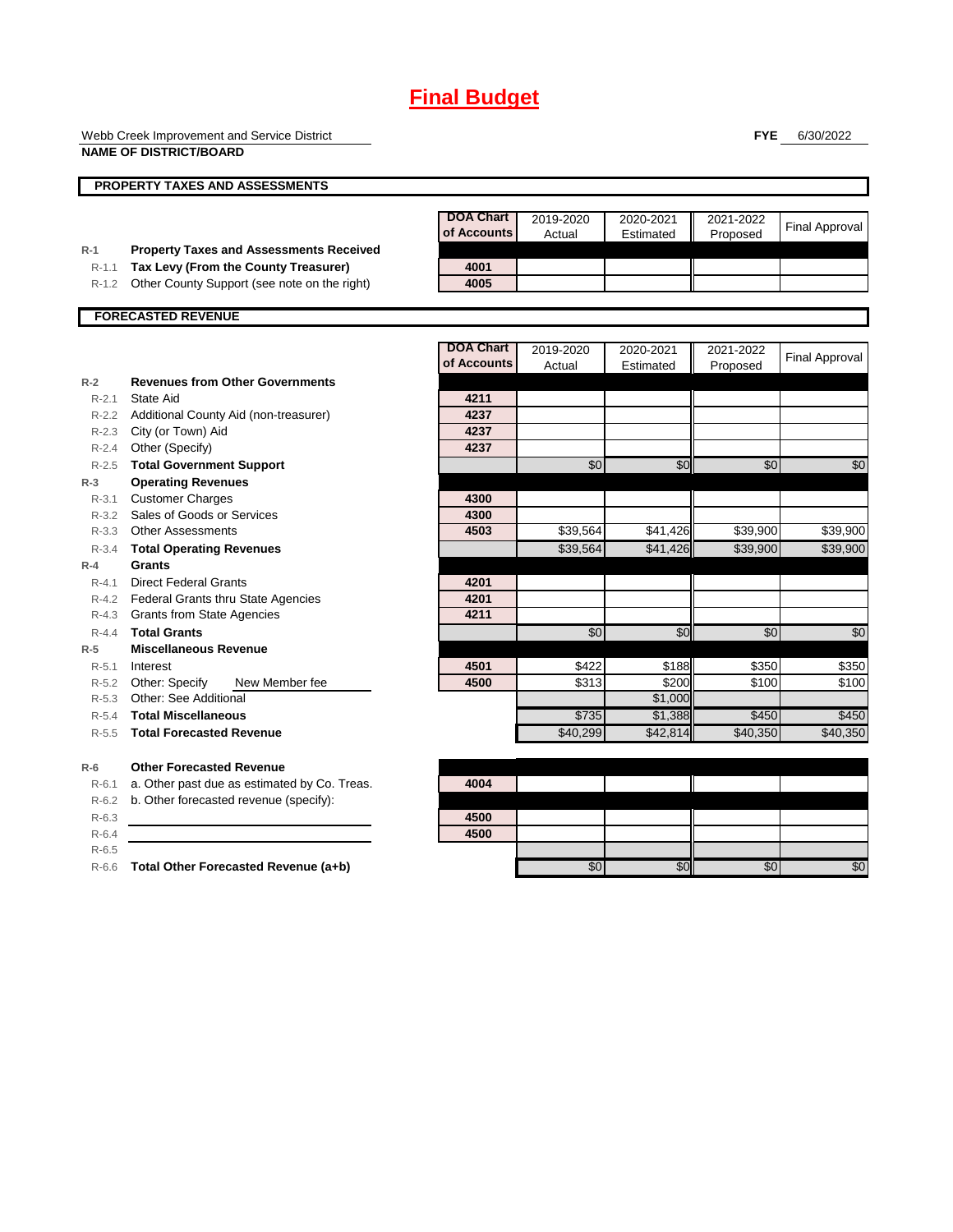# Final Budget

Webb Creek Improvement and Service District

**NAME OF DISTRICT/BOARD**

**FYE** 6/30/2022

## PROPERTY TAXES AND ASSESSMENTS

| | | DOA Chart of Accounts | 2019-2020 Actual | 2020-2021 Estimated | 2021-2022 Proposed | Final Approval |
|---|---|---|---|---|---|---|
| **R-1** | **Property Taxes and Assessments Received** | | | | | |
| R-1.1 | **Tax Levy (From the County Treasurer)** | 4001 | | | | |
| R-1.2 | Other County Support (see note on the right) | 4005 | | | | |

## FORECASTED REVENUE

| | | DOA Chart of Accounts | 2019-2020 Actual | 2020-2021 Estimated | 2021-2022 Proposed | Final Approval |
|---|---|---|---|---|---|---|
| **R-2** | **Revenues from Other Governments** | | | | | |
| R-2.1 | State Aid | 4211 | | | | |
| R-2.2 | Additional County Aid (non-treasurer) | 4237 | | | | |
| R-2.3 | City (or Town) Aid | 4237 | | | | |
| R-2.4 | Other (Specify) | 4237 | | | | |
| R-2.5 | **Total Government Support** | | $0 | $0 | $0 | $0 |
| **R-3** | **Operating Revenues** | | | | | |
| R-3.1 | Customer Charges | 4300 | | | | |
| R-3.2 | Sales of Goods or Services | 4300 | | | | |
| R-3.3 | Other Assessments | 4503 | $39,564 | $41,426 | $39,900 | $39,900 |
| R-3.4 | **Total Operating Revenues** | | $39,564 | $41,426 | $39,900 | $39,900 |
| **R-4** | **Grants** | | | | | |
| R-4.1 | Direct Federal Grants | 4201 | | | | |
| R-4.2 | Federal Grants thru State Agencies | 4201 | | | | |
| R-4.3 | Grants from State Agencies | 4211 | | | | |
| R-4.4 | **Total Grants** | | $0 | $0 | $0 | $0 |
| **R-5** | **Miscellaneous Revenue** | | | | | |
| R-5.1 | Interest | 4501 | $422 | $188 | $350 | $350 |
| R-5.2 | Other: Specify New Member fee | 4500 | $313 | $200 | $100 | $100 |
| R-5.3 | Other: See Additional | | | $1,000 | | |
| R-5.4 | **Total Miscellaneous** | | $735 | $1,388 | $450 | $450 |
| R-5.5 | **Total Forecasted Revenue** | | $40,299 | $42,814 | $40,350 | $40,350 |
| **R-6** | **Other Forecasted Revenue** | | | | | |
| R-6.1 | a. Other past due as estimated by Co. Treas. | 4004 | | | | |
| R-6.2 | b. Other forecasted revenue (specify): | | | | | |
| R-6.3 | | 4500 | | | | |
| R-6.4 | | 4500 | | | | |
| R-6.5 | | | | | | |
| R-6.6 | **Total Other Forecasted Revenue (a+b)** | | $0 | $0 | $0 | $0 |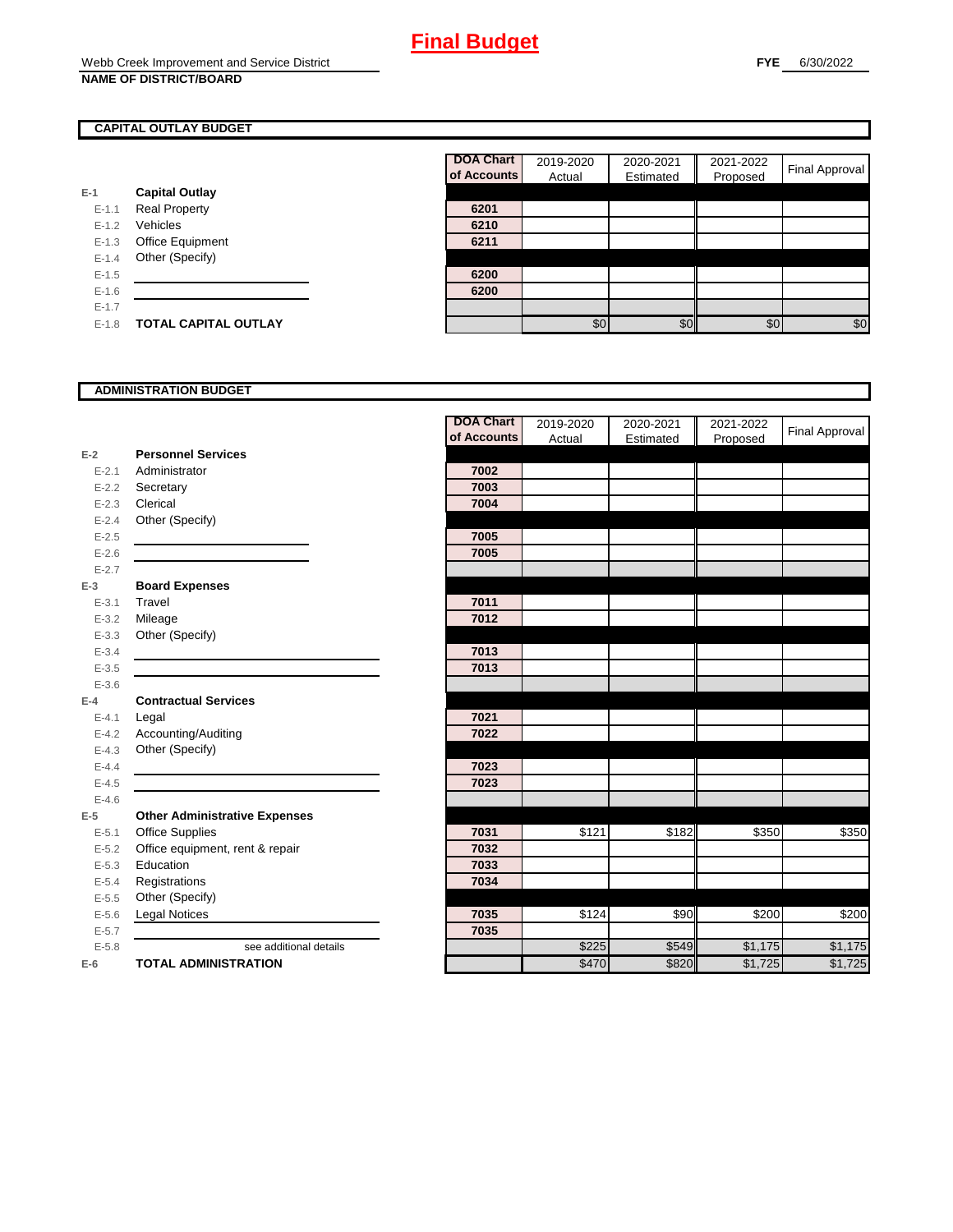# Final Budget

Webb Creek Improvement and Service District
**NAME OF DISTRICT/BOARD**

**FYE** 6/30/2022

## CAPITAL OUTLAY BUDGET

| | | DOA Chart of Accounts | 2019-2020 Actual | 2020-2021 Estimated | 2021-2022 Proposed | Final Approval |
|---|---|---|---|---|---|---|
| E-1 | **Capital Outlay** | | | | | |
| E-1.1 | Real Property | 6201 | | | | |
| E-1.2 | Vehicles | 6210 | | | | |
| E-1.3 | Office Equipment | 6211 | | | | |
| E-1.4 | Other (Specify) | | | | | |
| E-1.5 | | 6200 | | | | |
| E-1.6 | | 6200 | | | | |
| E-1.7 | | | | | | |
| E-1.8 | **TOTAL CAPITAL OUTLAY** | | $0 | $0 | $0 | $0 |

## ADMINISTRATION BUDGET

| | | DOA Chart of Accounts | 2019-2020 Actual | 2020-2021 Estimated | 2021-2022 Proposed | Final Approval |
|---|---|---|---|---|---|---|
| E-2 | **Personnel Services** | | | | | |
| E-2.1 | Administrator | 7002 | | | | |
| E-2.2 | Secretary | 7003 | | | | |
| E-2.3 | Clerical | 7004 | | | | |
| E-2.4 | Other (Specify) | | | | | |
| E-2.5 | | 7005 | | | | |
| E-2.6 | | 7005 | | | | |
| E-2.7 | | | | | | |
| E-3 | **Board Expenses** | | | | | |
| E-3.1 | Travel | 7011 | | | | |
| E-3.2 | Mileage | 7012 | | | | |
| E-3.3 | Other (Specify) | | | | | |
| E-3.4 | | 7013 | | | | |
| E-3.5 | | 7013 | | | | |
| E-3.6 | | | | | | |
| E-4 | **Contractual Services** | | | | | |
| E-4.1 | Legal | 7021 | | | | |
| E-4.2 | Accounting/Auditing | 7022 | | | | |
| E-4.3 | Other (Specify) | | | | | |
| E-4.4 | | 7023 | | | | |
| E-4.5 | | 7023 | | | | |
| E-4.6 | | | | | | |
| E-5 | **Other Administrative Expenses** | | | | | |
| E-5.1 | Office Supplies | 7031 | $121 | $182 | $350 | $350 |
| E-5.2 | Office equipment, rent & repair | 7032 | | | | |
| E-5.3 | Education | 7033 | | | | |
| E-5.4 | Registrations | 7034 | | | | |
| E-5.5 | Other (Specify) | | | | | |
| E-5.6 | Legal Notices | 7035 | $124 | $90 | $200 | $200 |
| E-5.7 | | 7035 | | | | |
| E-5.8 | see additional details | | $225 | $549 | $1,175 | $1,175 |
| E-6 | **TOTAL ADMINISTRATION** | | $470 | $820 | $1,725 | $1,725 |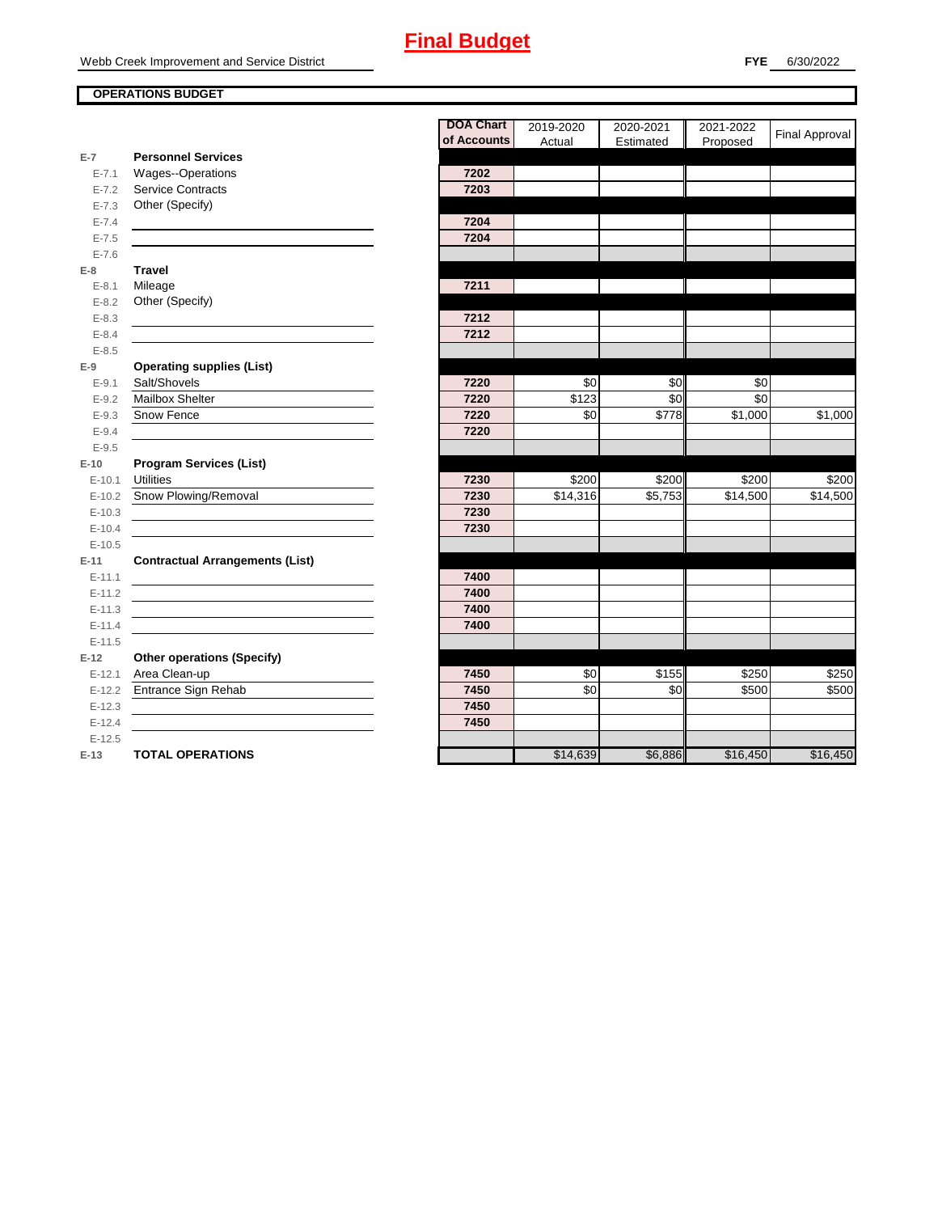# Final Budget

Webb Creek Improvement and Service District

**FYE** 6/30/2022

**OPERATIONS BUDGET**

| | | DOA Chart of Accounts | 2019-2020 Actual | 2020-2021 Estimated | 2021-2022 Proposed | Final Approval |
|---|---|---|---|---|---|---|
| **E-7** | **Personnel Services** | | | | | |
| E-7.1 | Wages--Operations | 7202 | | | | |
| E-7.2 | Service Contracts | 7203 | | | | |
| E-7.3 | Other (Specify) | | | | | |
| E-7.4 | | 7204 | | | | |
| E-7.5 | | 7204 | | | | |
| E-7.6 | | | | | | |
| **E-8** | **Travel** | | | | | |
| E-8.1 | Mileage | 7211 | | | | |
| E-8.2 | Other (Specify) | | | | | |
| E-8.3 | | 7212 | | | | |
| E-8.4 | | 7212 | | | | |
| E-8.5 | | | | | | |
| **E-9** | **Operating supplies (List)** | | | | | |
| E-9.1 | Salt/Shovels | 7220 | $0 | $0 | $0 | |
| E-9.2 | Mailbox Shelter | 7220 | $123 | $0 | $0 | |
| E-9.3 | Snow Fence | 7220 | $0 | $778 | $1,000 | $1,000 |
| E-9.4 | | 7220 | | | | |
| E-9.5 | | | | | | |
| **E-10** | **Program Services (List)** | | | | | |
| E-10.1 | Utilities | 7230 | $200 | $200 | $200 | $200 |
| E-10.2 | Snow Plowing/Removal | 7230 | $14,316 | $5,753 | $14,500 | $14,500 |
| E-10.3 | | 7230 | | | | |
| E-10.4 | | 7230 | | | | |
| E-10.5 | | | | | | |
| **E-11** | **Contractual Arrangements (List)** | | | | | |
| E-11.1 | | 7400 | | | | |
| E-11.2 | | 7400 | | | | |
| E-11.3 | | 7400 | | | | |
| E-11.4 | | 7400 | | | | |
| E-11.5 | | | | | | |
| **E-12** | **Other operations (Specify)** | | | | | |
| E-12.1 | Area Clean-up | 7450 | $0 | $155 | $250 | $250 |
| E-12.2 | Entrance Sign Rehab | 7450 | $0 | $0 | $500 | $500 |
| E-12.3 | | 7450 | | | | |
| E-12.4 | | 7450 | | | | |
| E-12.5 | | | | | | |
| **E-13** | **TOTAL OPERATIONS** | | $14,639 | $6,886 | $16,450 | $16,450 |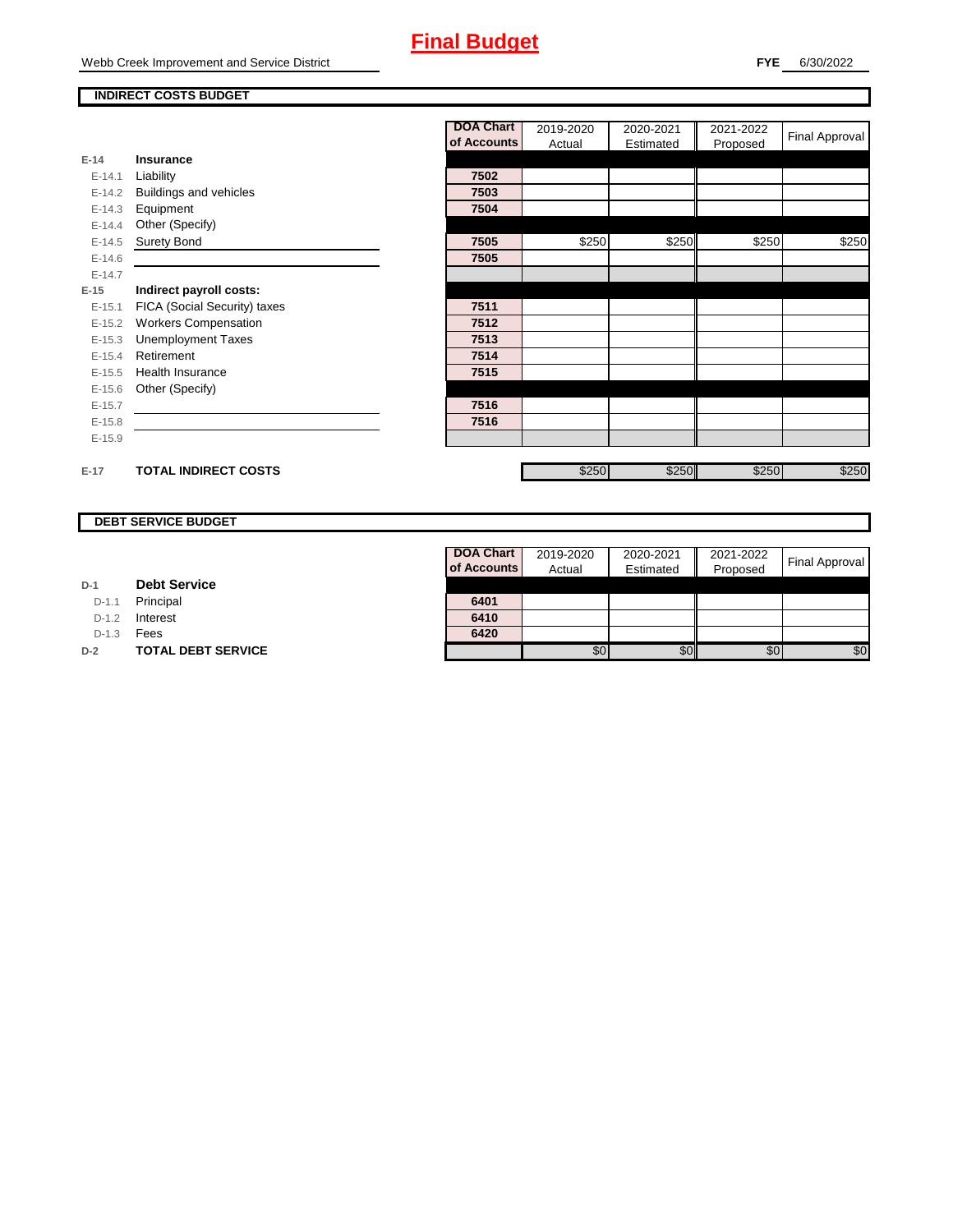# Final Budget

Webb Creek Improvement and Service District

**FYE** 6/30/2022

## INDIRECT COSTS BUDGET

| | | DOA Chart of Accounts | 2019-2020 Actual | 2020-2021 Estimated | 2021-2022 Proposed | Final Approval |
|---|---|---|---|---|---|---|
| **E-14** | **Insurance** | | | | | |
| E-14.1 | Liability | 7502 | | | | |
| E-14.2 | Buildings and vehicles | 7503 | | | | |
| E-14.3 | Equipment | 7504 | | | | |
| E-14.4 | Other (Specify) | | | | | |
| E-14.5 | Surety Bond | 7505 | $250 | $250 | $250 | $250 |
| E-14.6 | | 7505 | | | | |
| E-14.7 | | | | | | |
| **E-15** | **Indirect payroll costs:** | | | | | |
| E-15.1 | FICA (Social Security) taxes | 7511 | | | | |
| E-15.2 | Workers Compensation | 7512 | | | | |
| E-15.3 | Unemployment Taxes | 7513 | | | | |
| E-15.4 | Retirement | 7514 | | | | |
| E-15.5 | Health Insurance | 7515 | | | | |
| E-15.6 | Other (Specify) | | | | | |
| E-15.7 | | 7516 | | | | |
| E-15.8 | | 7516 | | | | |
| E-15.9 | | | | | | |
| **E-17** | **TOTAL INDIRECT COSTS** | | $250 | $250 | $250 | $250 |

## DEBT SERVICE BUDGET

| | | DOA Chart of Accounts | 2019-2020 Actual | 2020-2021 Estimated | 2021-2022 Proposed | Final Approval |
|---|---|---|---|---|---|---|
| **D-1** | **Debt Service** | | | | | |
| D-1.1 | Principal | 6401 | | | | |
| D-1.2 | Interest | 6410 | | | | |
| D-1.3 | Fees | 6420 | | | | |
| **D-2** | **TOTAL DEBT SERVICE** | | $0 | $0 | $0 | $0 |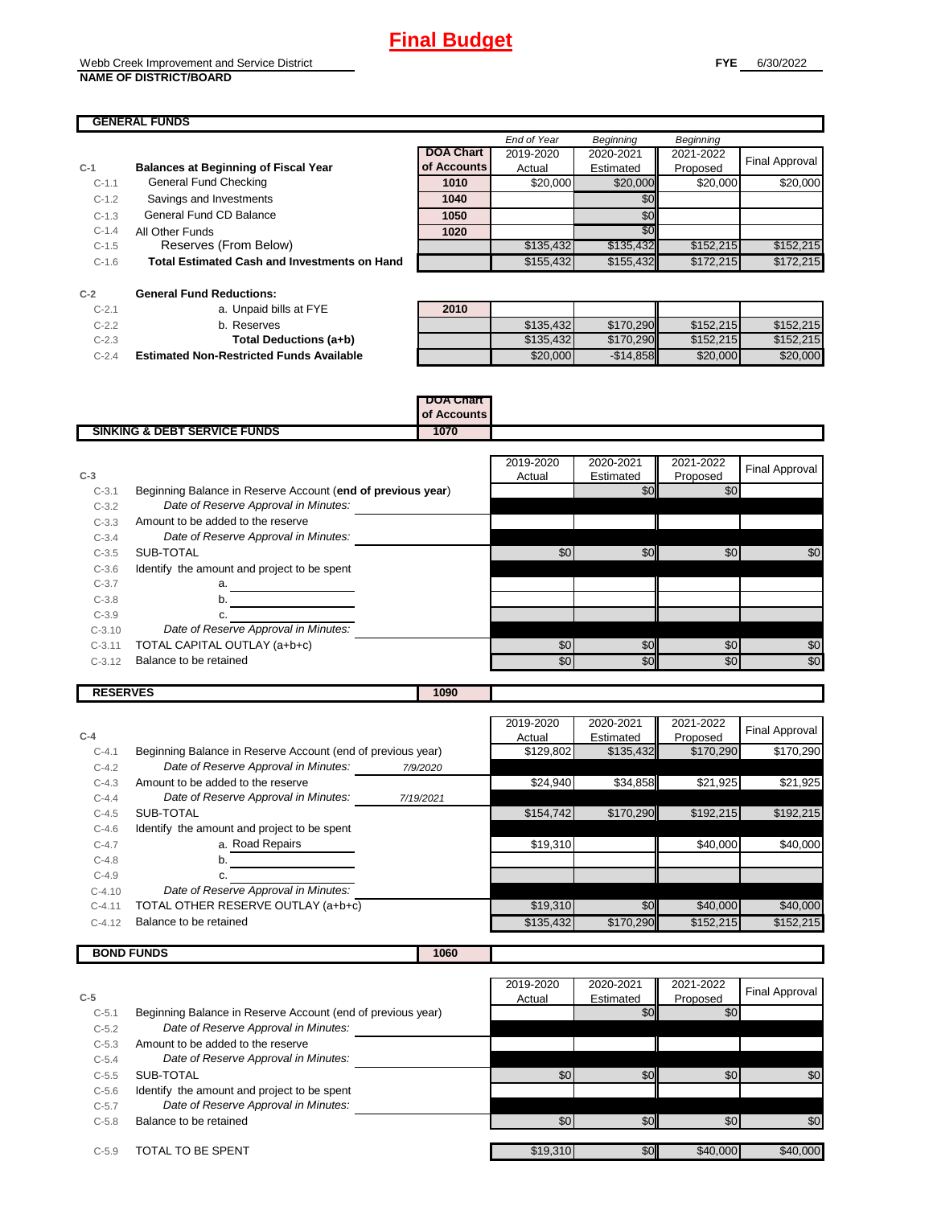# Final Budget

Webb Creek Improvement and Service District
**NAME OF DISTRICT/BOARD**

**FYE** 6/30/2022

## GENERAL FUNDS

| | | DOA Chart of Accounts | End of Year 2019-2020 Actual | Beginning 2020-2021 Estimated | Beginning 2021-2022 Proposed | Final Approval |
|---|---|---|---|---|---|---|
| **C-1** | **Balances at Beginning of Fiscal Year** | | | | | |
| C-1.1 | General Fund Checking | 1010 | $20,000 | $20,000 | $20,000 | $20,000 |
| C-1.2 | Savings and Investments | 1040 | | $0 | | |
| C-1.3 | General Fund CD Balance | 1050 | | $0 | | |
| C-1.4 | All Other Funds | 1020 | | $0 | | |
| C-1.5 | Reserves (From Below) | | $135,432 | $135,432 | $152,215 | $152,215 |
| C-1.6 | **Total Estimated Cash and Investments on Hand** | | $155,432 | $155,432 | $172,215 | $172,215 |
| **C-2** | **General Fund Reductions:** | | | | | |
| C-2.1 | a. Unpaid bills at FYE | 2010 | | | | |
| C-2.2 | b. Reserves | | $135,432 | $170,290 | $152,215 | $152,215 |
| C-2.3 | **Total Deductions (a+b)** | | $135,432 | $170,290 | $152,215 | $152,215 |
| C-2.4 | **Estimated Non-Restricted Funds Available** | | $20,000 | -$14,858 | $20,000 | $20,000 |

## SINKING & DEBT SERVICE FUNDS (DOA Chart of Accounts 1070)

| **C-3** | | | 2019-2020 Actual | 2020-2021 Estimated | 2021-2022 Proposed | Final Approval |
|---|---|---|---|---|---|---|
| C-3.1 | Beginning Balance in Reserve Account (**end of previous year**) | | | $0 | $0 | |
| C-3.2 | *Date of Reserve Approval in Minutes:* | | | | | |
| C-3.3 | Amount to be added to the reserve | | | | | |
| C-3.4 | *Date of Reserve Approval in Minutes:* | | | | | |
| C-3.5 | SUB-TOTAL | | $0 | $0 | $0 | $0 |
| C-3.6 | Identify the amount and project to be spent | | | | | |
| C-3.7 | a. | | | | | |
| C-3.8 | b. | | | | | |
| C-3.9 | c. | | | | | |
| C-3.10 | *Date of Reserve Approval in Minutes:* | | | | | |
| C-3.11 | TOTAL CAPITAL OUTLAY (a+b+c) | | $0 | $0 | $0 | $0 |
| C-3.12 | Balance to be retained | | $0 | $0 | $0 | $0 |

## RESERVES (1090)

| **C-4** | | | 2019-2020 Actual | 2020-2021 Estimated | 2021-2022 Proposed | Final Approval |
|---|---|---|---|---|---|---|
| C-4.1 | Beginning Balance in Reserve Account (end of previous year) | | $129,802 | $135,432 | $170,290 | $170,290 |
| C-4.2 | *Date of Reserve Approval in Minutes:* | *7/9/2020* | | | | |
| C-4.3 | Amount to be added to the reserve | | $24,940 | $34,858 | $21,925 | $21,925 |
| C-4.4 | *Date of Reserve Approval in Minutes:* | *7/19/2021* | | | | |
| C-4.5 | SUB-TOTAL | | $154,742 | $170,290 | $192,215 | $192,215 |
| C-4.6 | Identify the amount and project to be spent | | | | | |
| C-4.7 | a. Road Repairs | | $19,310 | | $40,000 | $40,000 |
| C-4.8 | b. | | | | | |
| C-4.9 | c. | | | | | |
| C-4.10 | *Date of Reserve Approval in Minutes:* | | | | | |
| C-4.11 | TOTAL OTHER RESERVE OUTLAY (a+b+c) | | $19,310 | $0 | $40,000 | $40,000 |
| C-4.12 | Balance to be retained | | $135,432 | $170,290 | $152,215 | $152,215 |

## BOND FUNDS (1060)

| **C-5** | | | 2019-2020 Actual | 2020-2021 Estimated | 2021-2022 Proposed | Final Approval |
|---|---|---|---|---|---|---|
| C-5.1 | Beginning Balance in Reserve Account (end of previous year) | | | $0 | $0 | |
| C-5.2 | *Date of Reserve Approval in Minutes:* | | | | | |
| C-5.3 | Amount to be added to the reserve | | | | | |
| C-5.4 | *Date of Reserve Approval in Minutes:* | | | | | |
| C-5.5 | SUB-TOTAL | | $0 | $0 | $0 | $0 |
| C-5.6 | Identify the amount and project to be spent | | | | | |
| C-5.7 | *Date of Reserve Approval in Minutes:* | | | | | |
| C-5.8 | Balance to be retained | | $0 | $0 | $0 | $0 |
| C-5.9 | TOTAL TO BE SPENT | | $19,310 | $0 | $40,000 | $40,000 |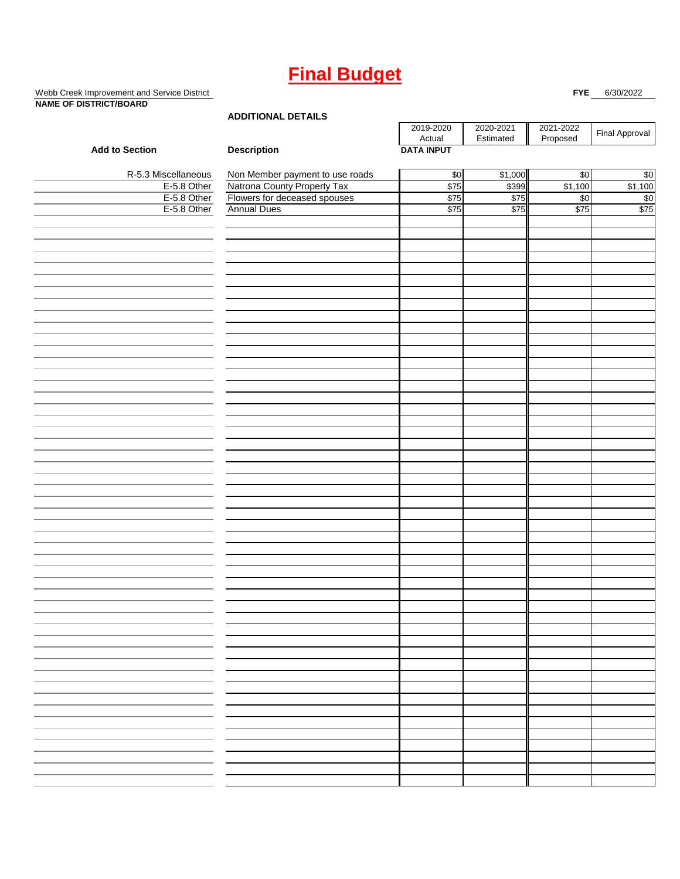# Final Budget

Webb Creek Improvement and Service District
**NAME OF DISTRICT/BOARD**

**FYE** 6/30/2022

**ADDITIONAL DETAILS**

| Add to Section | Description | 2019-2020 Actual | 2020-2021 Estimated | 2021-2022 Proposed | Final Approval |
|---|---|---|---|---|---|
| | | **DATA INPUT** | | | |
| R-5.3 Miscellaneous | Non Member payment to use roads | $0 | $1,000 | $0 | $0 |
| E-5.8 Other | Natrona County Property Tax | $75 | $399 | $1,100 | $1,100 |
| E-5.8 Other | Flowers for deceased spouses | $75 | $75 | $0 | $0 |
| E-5.8 Other | Annual Dues | $75 | $75 | $75 | $75 |